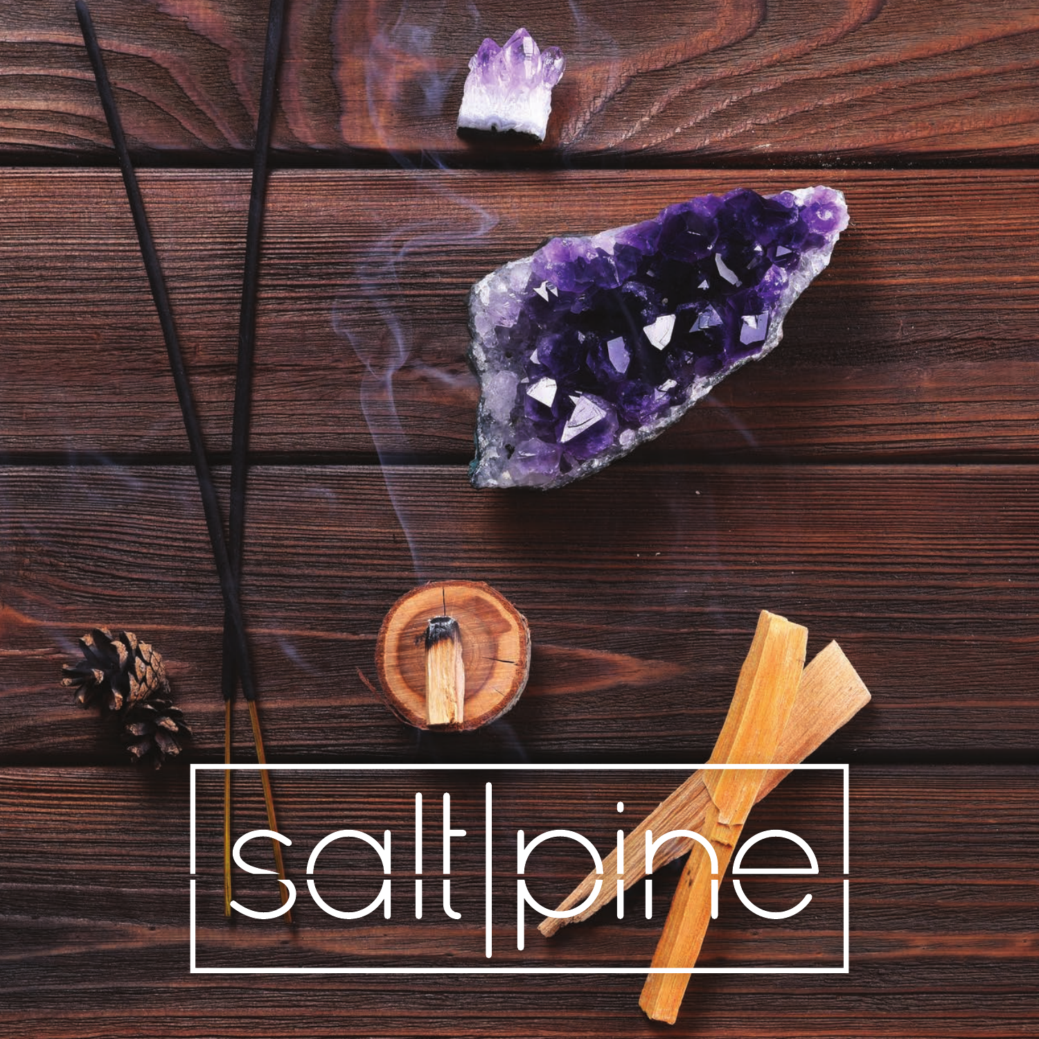# salt|pine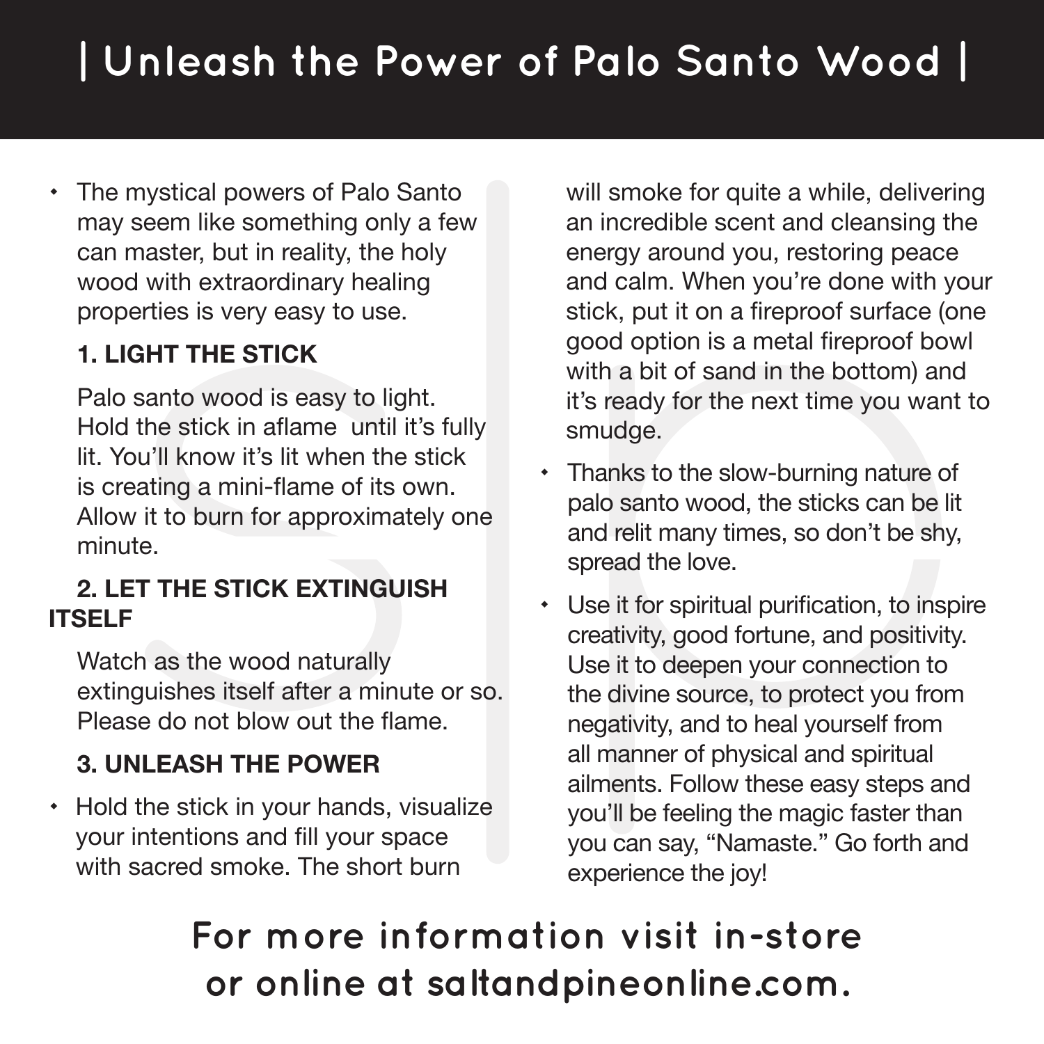# | Unleash the Power of Palo Santo Wood |

- The mystical powers of Palo Santo may seem like something only a few can master, but in reality, the holy wood with extraordinary healing properties is very easy to use.

**1. LIGHT THE STICK**

Palo santo wood is easy to light. Hold the stick in aflame until it's fully lit. You'll know it's lit when the stick is creating a mini-flame of its own. Allow it to burn for approximately one minute.

**2. LET THE STICK EXTINGUISH ITSELF**

Watch as the wood naturally extinguishes itself after a minute or so. Please do not blow out the flame.

**3. UNLEASH THE POWER**

- Hold the stick in your hands, visualize your intentions and fill your space with sacred smoke. The short burn will smoke for quite a while, delivering an incredible scent and cleansing the energy around you, restoring peace and calm. When you're done with your stick, put it on a fireproof surface (one good option is a metal fireproof bowl with a bit of sand in the bottom) and it's ready for the next time you want to smudge.
- Thanks to the slow-burning nature of palo santo wood, the sticks can be lit and relit many times, so don't be shy, spread the love.
- Use it for spiritual purification, to inspire creativity, good fortune, and positivity. Use it to deepen your connection to the divine source, to protect you from negativity, and to heal yourself from all manner of physical and spiritual ailments. Follow these easy steps and you'll be feeling the magic faster than you can say, "Namaste." Go forth and experience the joy!

**For more information visit in-store or online at saltandpineonline.com.**